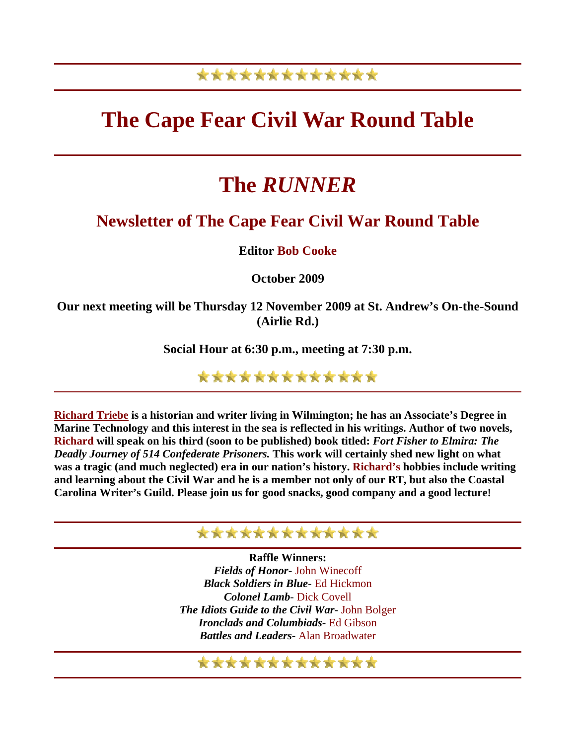# The Cape Fear Civil War Round Table

# The *RUNNER*

## Newsletter of The Cape Fear Civil War Round Table

**Editor Bob Cooke**

**October 2009**

**Our next meeting will be Thursday 12 November 2009 at St. Andrew's On-the-Sound (Airlie Rd.)**

**Social Hour at 6:30 p.m., meeting at 7:30 p.m.**

---

**Richard Triebe is a historian and writer living in Wilmington; he has an Associate's Degree in Marine Technology and this interest in the sea is reflected in his writings. Author of two novels, Richard will speak on his third (soon to be published) book titled: *Fort Fisher to Elmira: The Deadly Journey of 514 Confederate Prisoners.* This work will certainly shed new light on what was a tragic (and much neglected) era in our nation's history. Richard's hobbies include writing and learning about the Civil War and he is a member not only of our RT, but also the Coastal Carolina Writer's Guild. Please join us for good snacks, good company and a good lecture!**

---

**Raffle Winners:**

***Fields of Honor***- John Winecoff
***Black Soldiers in Blue***- Ed Hickmon
***Colonel Lamb***- Dick Covell
***The Idiots Guide to the Civil War***- John Bolger
***Ironclads and Columbiads***- Ed Gibson
***Battles and Leaders***- Alan Broadwater

---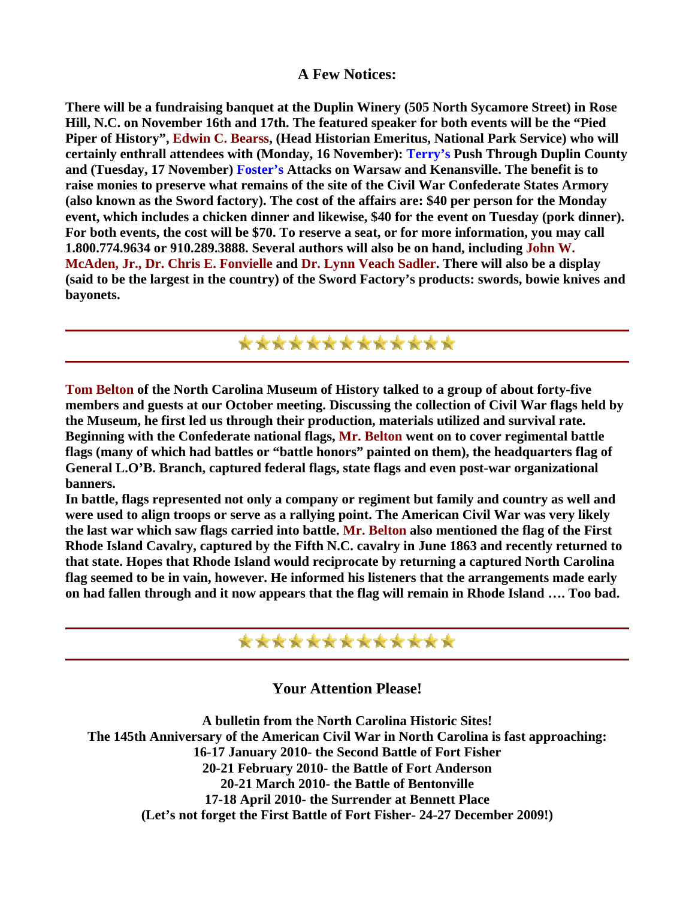## A Few Notices:

**There will be a fundraising banquet at the Duplin Winery (505 North Sycamore Street) in Rose Hill, N.C. on November 16th and 17th. The featured speaker for both events will be the "Pied Piper of History", Edwin C. Bearss, (Head Historian Emeritus, National Park Service) who will certainly enthrall attendees with (Monday, 16 November): Terry's Push Through Duplin County and (Tuesday, 17 November) Foster's Attacks on Warsaw and Kenansville. The benefit is to raise monies to preserve what remains of the site of the Civil War Confederate States Armory (also known as the Sword factory). The cost of the affairs are: $40 per person for the Monday event, which includes a chicken dinner and likewise, $40 for the event on Tuesday (pork dinner). For both events, the cost will be $70. To reserve a seat, or for more information, you may call 1.800.774.9634 or 910.289.3888. Several authors will also be on hand, including John W. McAden, Jr., Dr. Chris E. Fonvielle and Dr. Lynn Veach Sadler. There will also be a display (said to be the largest in the country) of the Sword Factory's products: swords, bowie knives and bayonets.**

---

**Tom Belton of the North Carolina Museum of History talked to a group of about forty-five members and guests at our October meeting. Discussing the collection of Civil War flags held by the Museum, he first led us through their production, materials utilized and survival rate. Beginning with the Confederate national flags, Mr. Belton went on to cover regimental battle flags (many of which had battles or "battle honors" painted on them), the headquarters flag of General L.O'B. Branch, captured federal flags, state flags and even post-war organizational banners.**

**In battle, flags represented not only a company or regiment but family and country as well and were used to align troops or serve as a rallying point. The American Civil War was very likely the last war which saw flags carried into battle. Mr. Belton also mentioned the flag of the First Rhode Island Cavalry, captured by the Fifth N.C. cavalry in June 1863 and recently returned to that state. Hopes that Rhode Island would reciprocate by returning a captured North Carolina flag seemed to be in vain, however. He informed his listeners that the arrangements made early on had fallen through and it now appears that the flag will remain in Rhode Island …. Too bad.**

---

## Your Attention Please!

**A bulletin from the North Carolina Historic Sites!**
**The 145th Anniversary of the American Civil War in North Carolina is fast approaching:**
**16-17 January 2010- the Second Battle of Fort Fisher**
**20-21 February 2010- the Battle of Fort Anderson**
**20-21 March 2010- the Battle of Bentonville**
**17-18 April 2010- the Surrender at Bennett Place**
**(Let's not forget the First Battle of Fort Fisher- 24-27 December 2009!)**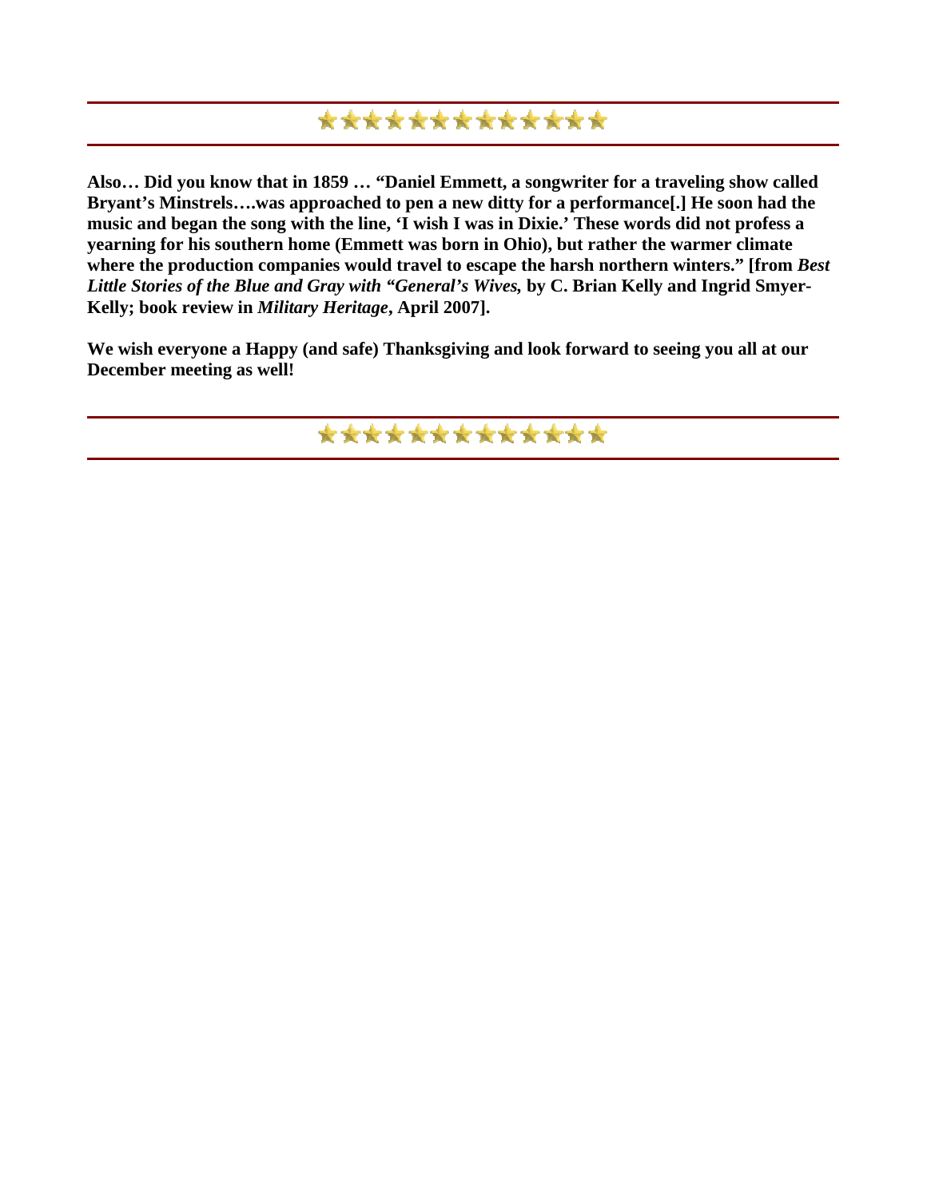---

⭐⭐⭐⭐⭐⭐⭐⭐⭐⭐⭐⭐⭐

---

**Also… Did you know that in 1859 … "Daniel Emmett, a songwriter for a traveling show called Bryant's Minstrels….was approached to pen a new ditty for a performance[.] He soon had the music and began the song with the line, 'I wish I was in Dixie.' These words did not profess a yearning for his southern home (Emmett was born in Ohio), but rather the warmer climate where the production companies would travel to escape the harsh northern winters." [from *Best Little Stories of the Blue and Gray with "General's Wives,* by C. Brian Kelly and Ingrid Smyer-Kelly; book review in *Military Heritage*, April 2007].**

**We wish everyone a Happy (and safe) Thanksgiving and look forward to seeing you all at our December meeting as well!**

---

⭐⭐⭐⭐⭐⭐⭐⭐⭐⭐⭐⭐⭐

---